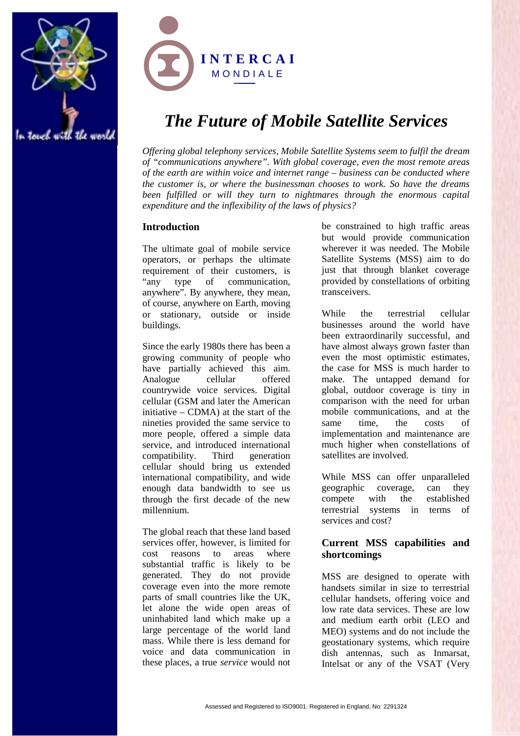INTERCAI MONDIALE

In touch with the world

# The Future of Mobile Satellite Services

*Offering global telephony services, Mobile Satellite Systems seem to fulfil the dream of "communications anywhere". With global coverage, even the most remote areas of the earth are within voice and internet range – business can be conducted where the customer is, or where the businessman chooses to work. So have the dreams been fulfilled or will they turn to nightmares through the enormous capital expenditure and the inflexibility of the laws of physics?*

## Introduction

The ultimate goal of mobile service operators, or perhaps the ultimate requirement of their customers, is "any type of communication, anywhere". By anywhere, they mean, of course, anywhere on Earth, moving or stationary, outside or inside buildings.

Since the early 1980s there has been a growing community of people who have partially achieved this aim. Analogue cellular offered countrywide voice services. Digital cellular (GSM and later the American initiative – CDMA) at the start of the nineties provided the same service to more people, offered a simple data service, and introduced international compatibility. Third generation cellular should bring us extended international compatibility, and wide enough data bandwidth to see us through the first decade of the new millennium.

The global reach that these land based services offer, however, is limited for cost reasons to areas where substantial traffic is likely to be generated. They do not provide coverage even into the more remote parts of small countries like the UK, let alone the wide open areas of uninhabited land which make up a large percentage of the world land mass. While there is less demand for voice and data communication in these places, a true *service* would not be constrained to high traffic areas but would provide communication wherever it was needed. The Mobile Satellite Systems (MSS) aim to do just that through blanket coverage provided by constellations of orbiting transceivers.

While the terrestrial cellular businesses around the world have been extraordinarily successful, and have almost always grown faster than even the most optimistic estimates, the case for MSS is much harder to make. The untapped demand for global, outdoor coverage is tiny in comparison with the need for urban mobile communications, and at the same time, the costs of implementation and maintenance are much higher when constellations of satellites are involved.

While MSS can offer unparalleled geographic coverage, can they compete with the established terrestrial systems in terms of services and cost?

## Current MSS capabilities and shortcomings

MSS are designed to operate with handsets similar in size to terrestrial cellular handsets, offering voice and low rate data services. These are low and medium earth orbit (LEO and MEO) systems and do not include the geostationary systems, which require dish antennas, such as Inmarsat, Intelsat or any of the VSAT (Very

Assessed and Registered to ISO9001. Registered in England, No: 2291324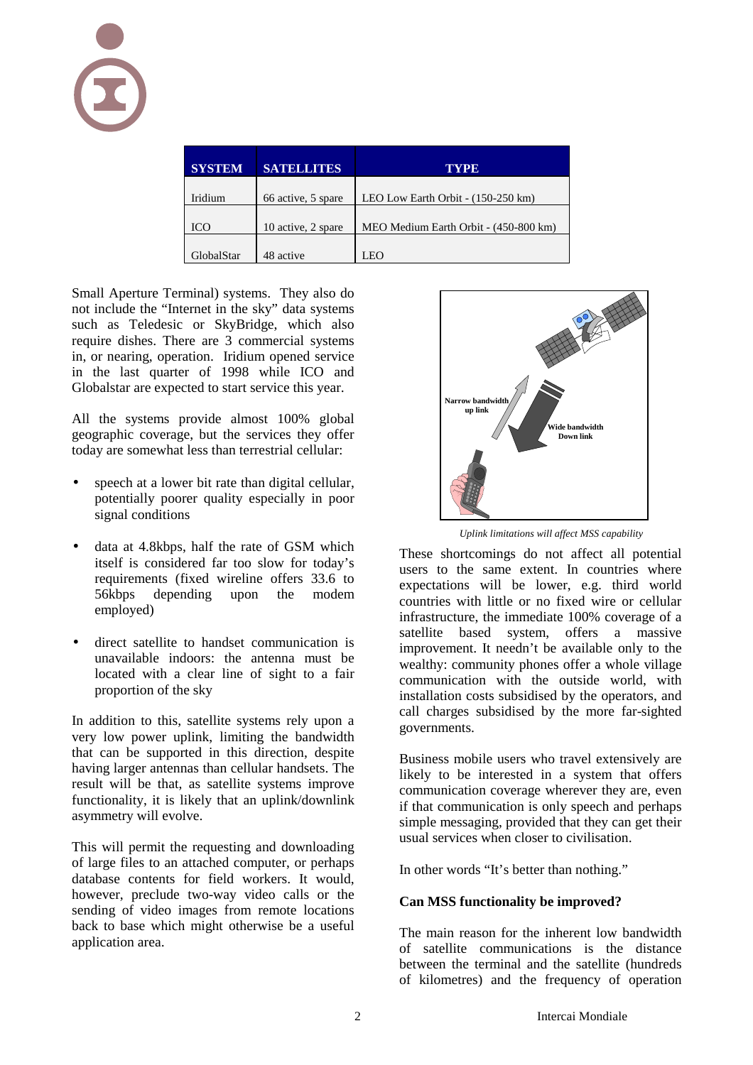| SYSTEM | SATELLITES | TYPE |
| --- | --- | --- |
| Iridium | 66 active, 5 spare | LEO Low Earth Orbit - (150-250 km) |
| ICO | 10 active, 2 spare | MEO Medium Earth Orbit - (450-800 km) |
| GlobalStar | 48 active | LEO |

Small Aperture Terminal) systems. They also do not include the "Internet in the sky" data systems such as Teledesic or SkyBridge, which also require dishes. There are 3 commercial systems in, or nearing, operation. Iridium opened service in the last quarter of 1998 while ICO and Globalstar are expected to start service this year.

All the systems provide almost 100% global geographic coverage, but the services they offer today are somewhat less than terrestrial cellular:

- speech at a lower bit rate than digital cellular, potentially poorer quality especially in poor signal conditions
- data at 4.8kbps, half the rate of GSM which itself is considered far too slow for today's requirements (fixed wireline offers 33.6 to 56kbps depending upon the modem employed)
- direct satellite to handset communication is unavailable indoors: the antenna must be located with a clear line of sight to a fair proportion of the sky

In addition to this, satellite systems rely upon a very low power uplink, limiting the bandwidth that can be supported in this direction, despite having larger antennas than cellular handsets. The result will be that, as satellite systems improve functionality, it is likely that an uplink/downlink asymmetry will evolve.

This will permit the requesting and downloading of large files to an attached computer, or perhaps database contents for field workers. It would, however, preclude two-way video calls or the sending of video images from remote locations back to base which might otherwise be a useful application area.

*Uplink limitations will affect MSS capability*

These shortcomings do not affect all potential users to the same extent. In countries where expectations will be lower, e.g. third world countries with little or no fixed wire or cellular infrastructure, the immediate 100% coverage of a satellite based system, offers a massive improvement. It needn't be available only to the wealthy: community phones offer a whole village communication with the outside world, with installation costs subsidised by the operators, and call charges subsidised by the more far-sighted governments.

Business mobile users who travel extensively are likely to be interested in a system that offers communication coverage wherever they are, even if that communication is only speech and perhaps simple messaging, provided that they can get their usual services when closer to civilisation.

In other words "It's better than nothing."

**Can MSS functionality be improved?**

The main reason for the inherent low bandwidth of satellite communications is the distance between the terminal and the satellite (hundreds of kilometres) and the frequency of operation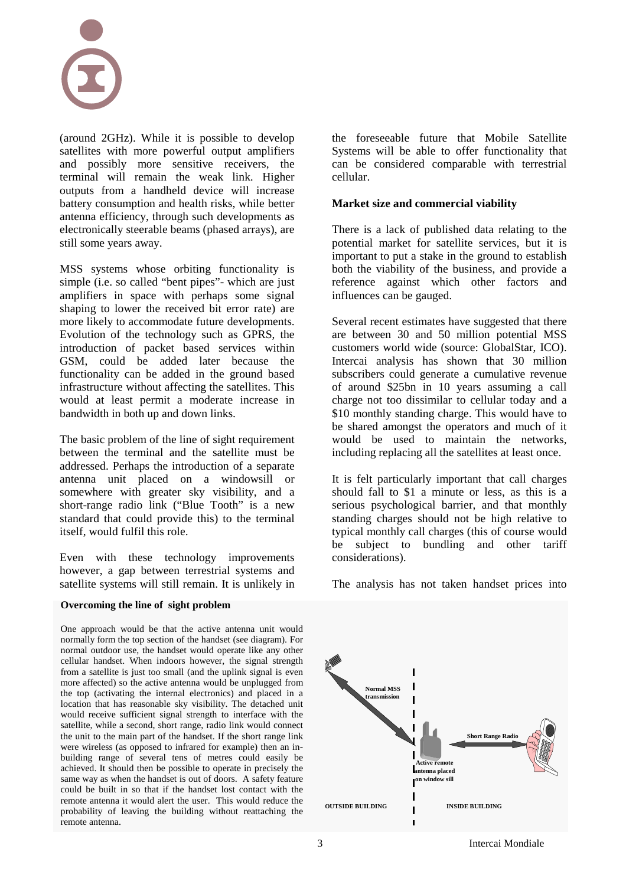(around 2GHz). While it is possible to develop satellites with more powerful output amplifiers and possibly more sensitive receivers, the terminal will remain the weak link. Higher outputs from a handheld device will increase battery consumption and health risks, while better antenna efficiency, through such developments as electronically steerable beams (phased arrays), are still some years away.

MSS systems whose orbiting functionality is simple (i.e. so called "bent pipes"- which are just amplifiers in space with perhaps some signal shaping to lower the received bit error rate) are more likely to accommodate future developments. Evolution of the technology such as GPRS, the introduction of packet based services within GSM, could be added later because the functionality can be added in the ground based infrastructure without affecting the satellites. This would at least permit a moderate increase in bandwidth in both up and down links.

The basic problem of the line of sight requirement between the terminal and the satellite must be addressed. Perhaps the introduction of a separate antenna unit placed on a windowsill or somewhere with greater sky visibility, and a short-range radio link ("Blue Tooth" is a new standard that could provide this) to the terminal itself, would fulfil this role.

Even with these technology improvements however, a gap between terrestrial systems and satellite systems will still remain. It is unlikely in the foreseeable future that Mobile Satellite Systems will be able to offer functionality that can be considered comparable with terrestrial cellular.

### Market size and commercial viability

There is a lack of published data relating to the potential market for satellite services, but it is important to put a stake in the ground to establish both the viability of the business, and provide a reference against which other factors and influences can be gauged.

Several recent estimates have suggested that there are between 30 and 50 million potential MSS customers world wide (source: GlobalStar, ICO). Intercai analysis has shown that 30 million subscribers could generate a cumulative revenue of around \$25bn in 10 years assuming a call charge not too dissimilar to cellular today and a \$10 monthly standing charge. This would have to be shared amongst the operators and much of it would be used to maintain the networks, including replacing all the satellites at least once.

It is felt particularly important that call charges should fall to \$1 a minute or less, as this is a serious psychological barrier, and that monthly standing charges should not be high relative to typical monthly call charges (this of course would be subject to bundling and other tariff considerations).

The analysis has not taken handset prices into

**Overcoming the line of sight problem**

One approach would be that the active antenna unit would normally form the top section of the handset (see diagram). For normal outdoor use, the handset would operate like any other cellular handset. When indoors however, the signal strength from a satellite is just too small (and the uplink signal is even more affected) so the active antenna would be unplugged from the top (activating the internal electronics) and placed in a location that has reasonable sky visibility. The detached unit would receive sufficient signal strength to interface with the satellite, while a second, short range, radio link would connect the unit to the main part of the handset. If the short range link were wireless (as opposed to infrared for example) then an in-building range of several tens of metres could easily be achieved. It should then be possible to operate in precisely the same way as when the handset is out of doors. A safety feature could be built in so that if the handset lost contact with the remote antenna it would alert the user. This would reduce the probability of leaving the building without reattaching the remote antenna.

Normal MSS transmission

Short Range Radio

Active remote antenna placed on window sill

OUTSIDE BUILDING

INSIDE BUILDING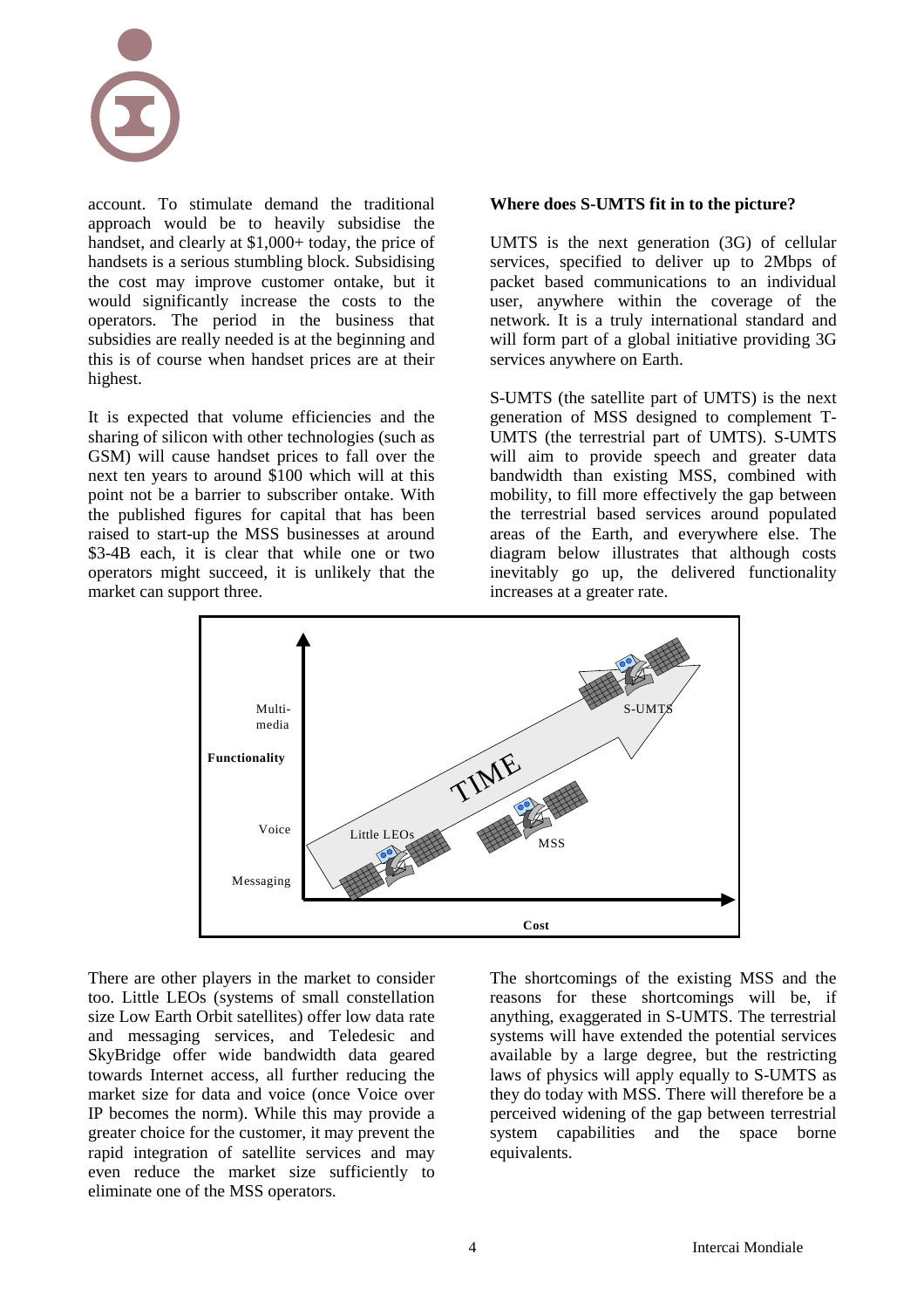account. To stimulate demand the traditional approach would be to heavily subsidise the handset, and clearly at $1,000+ today, the price of handsets is a serious stumbling block. Subsidising the cost may improve customer ontake, but it would significantly increase the costs to the operators. The period in the business that subsidies are really needed is at the beginning and this is of course when handset prices are at their highest.

It is expected that volume efficiencies and the sharing of silicon with other technologies (such as GSM) will cause handset prices to fall over the next ten years to around $100 which will at this point not be a barrier to subscriber ontake. With the published figures for capital that has been raised to start-up the MSS businesses at around $3-4B each, it is clear that while one or two operators might succeed, it is unlikely that the market can support three.

**Where does S-UMTS fit in to the picture?**

UMTS is the next generation (3G) of cellular services, specified to deliver up to 2Mbps of packet based communications to an individual user, anywhere within the coverage of the network. It is a truly international standard and will form part of a global initiative providing 3G services anywhere on Earth.

S-UMTS (the satellite part of UMTS) is the next generation of MSS designed to complement T-UMTS (the terrestrial part of UMTS). S-UMTS will aim to provide speech and greater data bandwidth than existing MSS, combined with mobility, to fill more effectively the gap between the terrestrial based services around populated areas of the Earth, and everywhere else. The diagram below illustrates that although costs inevitably go up, the delivered functionality increases at a greater rate.

Functionality: Multi-media, Voice, Messaging — Cost — TIME — Little LEOs, MSS, S-UMTS

There are other players in the market to consider too. Little LEOs (systems of small constellation size Low Earth Orbit satellites) offer low data rate and messaging services, and Teledesic and SkyBridge offer wide bandwidth data geared towards Internet access, all further reducing the market size for data and voice (once Voice over IP becomes the norm). While this may provide a greater choice for the customer, it may prevent the rapid integration of satellite services and may even reduce the market size sufficiently to eliminate one of the MSS operators.

The shortcomings of the existing MSS and the reasons for these shortcomings will be, if anything, exaggerated in S-UMTS. The terrestrial systems will have extended the potential services available by a large degree, but the restricting laws of physics will apply equally to S-UMTS as they do today with MSS. There will therefore be a perceived widening of the gap between terrestrial system capabilities and the space borne equivalents.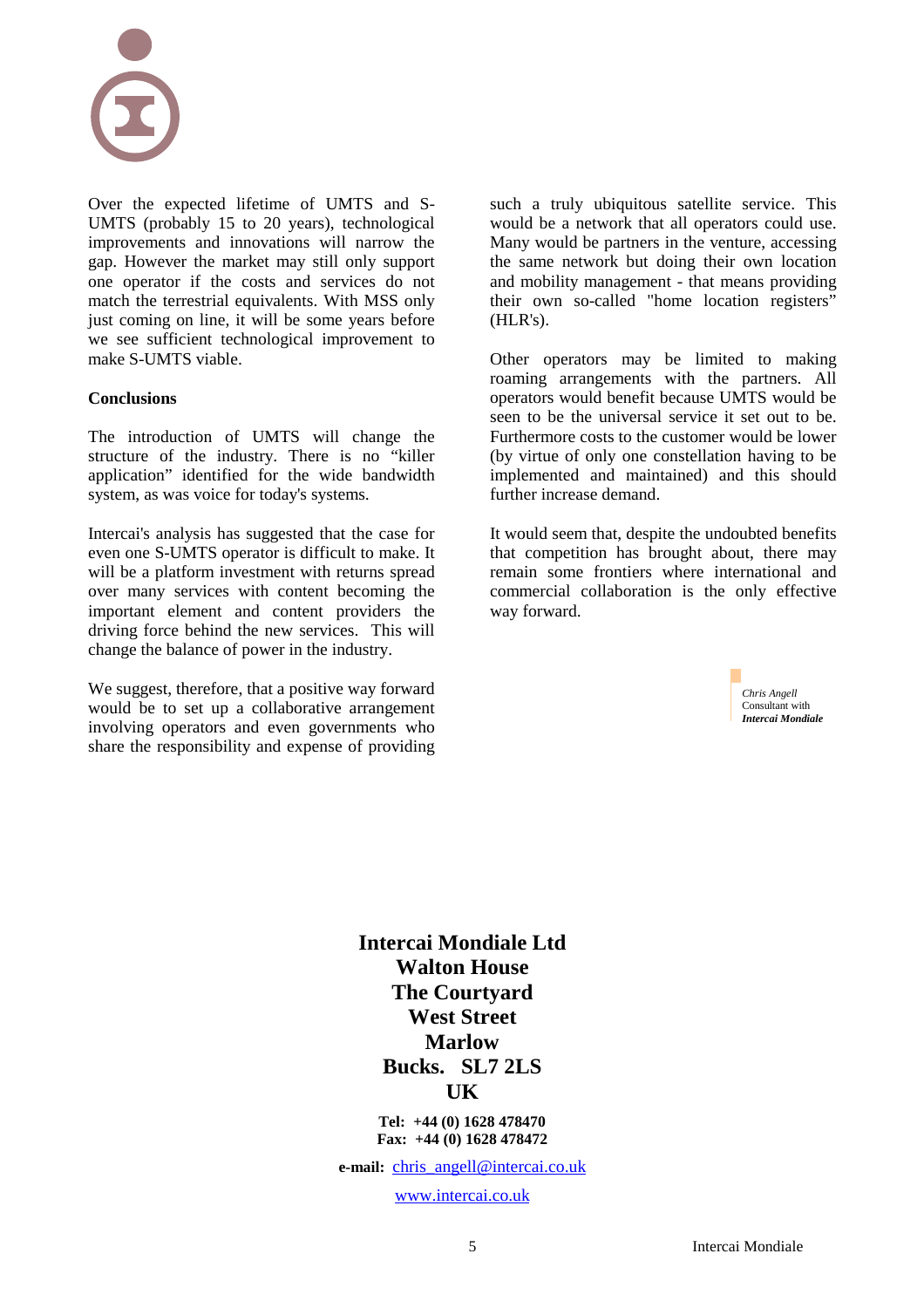Over the expected lifetime of UMTS and S-UMTS (probably 15 to 20 years), technological improvements and innovations will narrow the gap. However the market may still only support one operator if the costs and services do not match the terrestrial equivalents. With MSS only just coming on line, it will be some years before we see sufficient technological improvement to make S-UMTS viable.

**Conclusions**

The introduction of UMTS will change the structure of the industry. There is no "killer application" identified for the wide bandwidth system, as was voice for today's systems.

Intercai's analysis has suggested that the case for even one S-UMTS operator is difficult to make. It will be a platform investment with returns spread over many services with content becoming the important element and content providers the driving force behind the new services. This will change the balance of power in the industry.

We suggest, therefore, that a positive way forward would be to set up a collaborative arrangement involving operators and even governments who share the responsibility and expense of providing such a truly ubiquitous satellite service. This would be a network that all operators could use. Many would be partners in the venture, accessing the same network but doing their own location and mobility management - that means providing their own so-called "home location registers" (HLR's).

Other operators may be limited to making roaming arrangements with the partners. All operators would benefit because UMTS would be seen to be the universal service it set out to be. Furthermore costs to the customer would be lower (by virtue of only one constellation having to be implemented and maintained) and this should further increase demand.

It would seem that, despite the undoubted benefits that competition has brought about, there may remain some frontiers where international and commercial collaboration is the only effective way forward.

*Chris Angell*
Consultant with
***Intercai Mondiale***

**Intercai Mondiale Ltd**
**Walton House**
**The Courtyard**
**West Street**
**Marlow**
**Bucks. SL7 2LS**
**UK**

**Tel: +44 (0) 1628 478470**
**Fax: +44 (0) 1628 478472**

**e-mail:** chris_angell@intercai.co.uk

www.intercai.co.uk